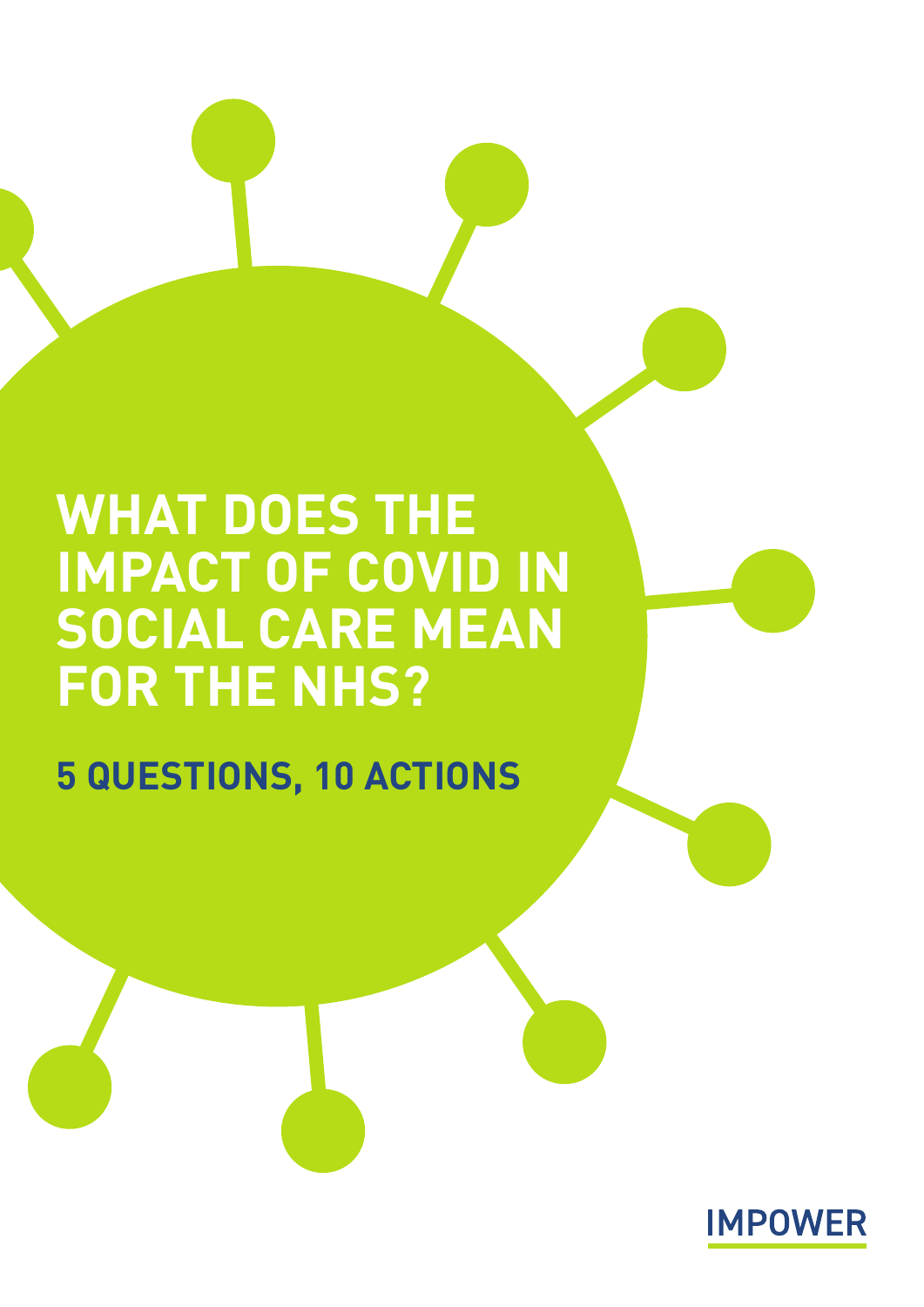# WHAT DOES THE IMPACT OF COVID IN SOCIAL CARE MEAN FOR THE NHS?

## 5 QUESTIONS, 10 ACTIONS

IMPOWER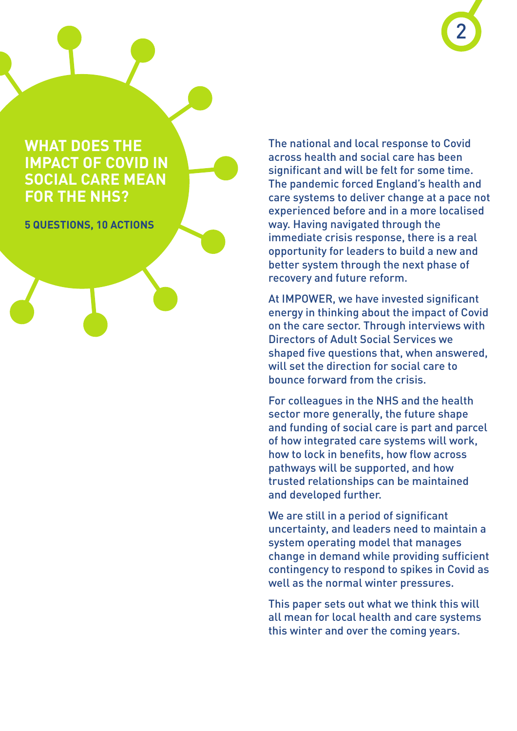# WHAT DOES THE IMPACT OF COVID IN SOCIAL CARE MEAN FOR THE NHS?

**5 QUESTIONS, 10 ACTIONS**

The national and local response to Covid across health and social care has been significant and will be felt for some time. The pandemic forced England's health and care systems to deliver change at a pace not experienced before and in a more localised way. Having navigated through the immediate crisis response, there is a real opportunity for leaders to build a new and better system through the next phase of recovery and future reform.

At IMPOWER, we have invested significant energy in thinking about the impact of Covid on the care sector. Through interviews with Directors of Adult Social Services we shaped five questions that, when answered, will set the direction for social care to bounce forward from the crisis.

For colleagues in the NHS and the health sector more generally, the future shape and funding of social care is part and parcel of how integrated care systems will work, how to lock in benefits, how flow across pathways will be supported, and how trusted relationships can be maintained and developed further.

We are still in a period of significant uncertainty, and leaders need to maintain a system operating model that manages change in demand while providing sufficient contingency to respond to spikes in Covid as well as the normal winter pressures.

This paper sets out what we think this will all mean for local health and care systems this winter and over the coming years.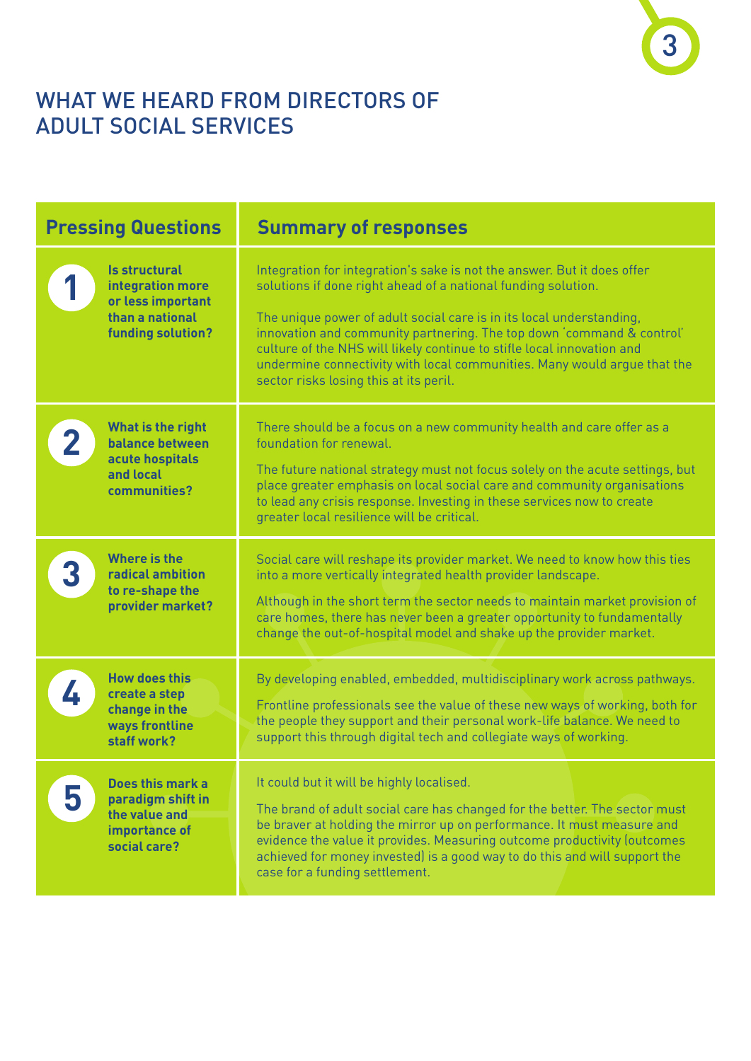# WHAT WE HEARD FROM DIRECTORS OF ADULT SOCIAL SERVICES

| Pressing Questions | Summary of responses |
| --- | --- |
| **1** **Is structural integration more or less important than a national funding solution?** | Integration for integration's sake is not the answer. But it does offer solutions if done right ahead of a national funding solution.<br><br>The unique power of adult social care is in its local understanding, innovation and community partnering. The top down 'command & control' culture of the NHS will likely continue to stifle local innovation and undermine connectivity with local communities. Many would argue that the sector risks losing this at its peril. |
| **2** **What is the right balance between acute hospitals and local communities?** | There should be a focus on a new community health and care offer as a foundation for renewal.<br><br>The future national strategy must not focus solely on the acute settings, but place greater emphasis on local social care and community organisations to lead any crisis response. Investing in these services now to create greater local resilience will be critical. |
| **3** **Where is the radical ambition to re-shape the provider market?** | Social care will reshape its provider market. We need to know how this ties into a more vertically integrated health provider landscape.<br><br>Although in the short term the sector needs to maintain market provision of care homes, there has never been a greater opportunity to fundamentally change the out-of-hospital model and shake up the provider market. |
| **4** **How does this create a step change in the ways frontline staff work?** | By developing enabled, embedded, multidisciplinary work across pathways.<br><br>Frontline professionals see the value of these new ways of working, both for the people they support and their personal work-life balance. We need to support this through digital tech and collegiate ways of working. |
| **5** **Does this mark a paradigm shift in the value and importance of social care?** | It could but it will be highly localised.<br><br>The brand of adult social care has changed for the better. The sector must be braver at holding the mirror up on performance. It must measure and evidence the value it provides. Measuring outcome productivity (outcomes achieved for money invested) is a good way to do this and will support the case for a funding settlement. |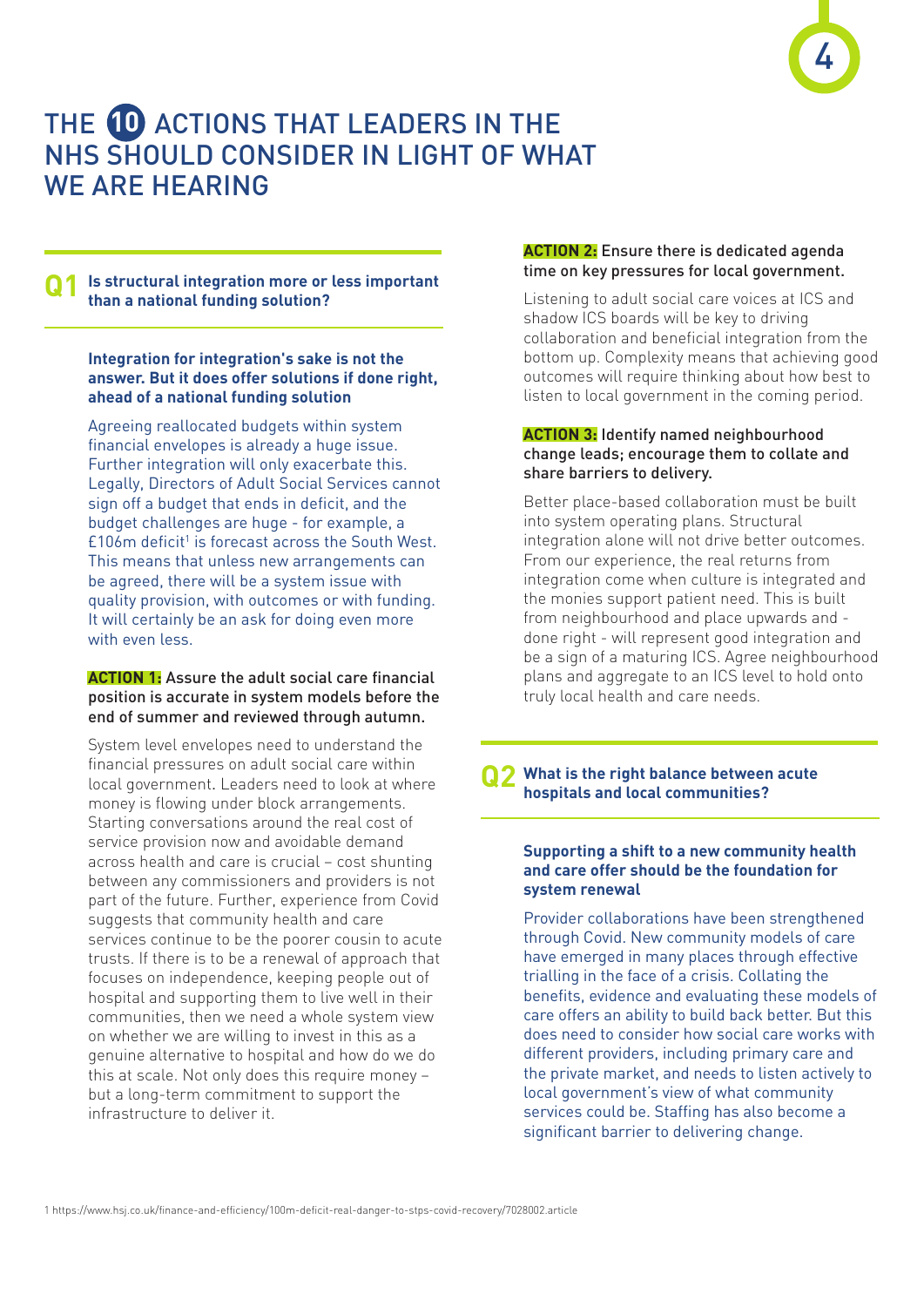# THE 10 ACTIONS THAT LEADERS IN THE NHS SHOULD CONSIDER IN LIGHT OF WHAT WE ARE HEARING

## Q1 Is structural integration more or less important than a national funding solution?

**Integration for integration's sake is not the answer. But it does offer solutions if done right, ahead of a national funding solution**

Agreeing reallocated budgets within system financial envelopes is already a huge issue. Further integration will only exacerbate this. Legally, Directors of Adult Social Services cannot sign off a budget that ends in deficit, and the budget challenges are huge - for example, a £106m deficit[1] is forecast across the South West. This means that unless new arrangements can be agreed, there will be a system issue with quality provision, with outcomes or with funding. It will certainly be an ask for doing even more with even less.

**ACTION 1:** Assure the adult social care financial position is accurate in system models before the end of summer and reviewed through autumn.

System level envelopes need to understand the financial pressures on adult social care within local government. Leaders need to look at where money is flowing under block arrangements. Starting conversations around the real cost of service provision now and avoidable demand across health and care is crucial – cost shunting between any commissioners and providers is not part of the future. Further, experience from Covid suggests that community health and care services continue to be the poorer cousin to acute trusts. If there is to be a renewal of approach that focuses on independence, keeping people out of hospital and supporting them to live well in their communities, then we need a whole system view on whether we are willing to invest in this as a genuine alternative to hospital and how do we do this at scale. Not only does this require money – but a long-term commitment to support the infrastructure to deliver it.

**ACTION 2:** Ensure there is dedicated agenda time on key pressures for local government.

Listening to adult social care voices at ICS and shadow ICS boards will be key to driving collaboration and beneficial integration from the bottom up. Complexity means that achieving good outcomes will require thinking about how best to listen to local government in the coming period.

**ACTION 3:** Identify named neighbourhood change leads; encourage them to collate and share barriers to delivery.

Better place-based collaboration must be built into system operating plans. Structural integration alone will not drive better outcomes. From our experience, the real returns from integration come when culture is integrated and the monies support patient need. This is built from neighbourhood and place upwards and - done right - will represent good integration and be a sign of a maturing ICS. Agree neighbourhood plans and aggregate to an ICS level to hold onto truly local health and care needs.

## Q2 What is the right balance between acute hospitals and local communities?

**Supporting a shift to a new community health and care offer should be the foundation for system renewal**

Provider collaborations have been strengthened through Covid. New community models of care have emerged in many places through effective trialling in the face of a crisis. Collating the benefits, evidence and evaluating these models of care offers an ability to build back better. But this does need to consider how social care works with different providers, including primary care and the private market, and needs to listen actively to local government's view of what community services could be. Staffing has also become a significant barrier to delivering change.

1 https://www.hsj.co.uk/finance-and-efficiency/100m-deficit-real-danger-to-stps-covid-recovery/7028002.article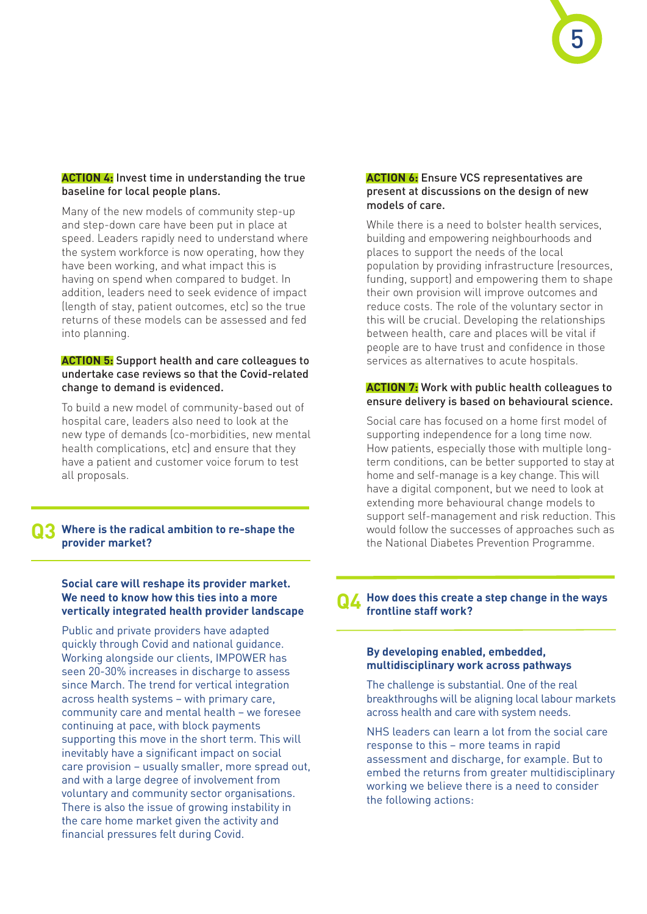**ACTION 4:** Invest time in understanding the true baseline for local people plans.

Many of the new models of community step-up and step-down care have been put in place at speed. Leaders rapidly need to understand where the system workforce is now operating, how they have been working, and what impact this is having on spend when compared to budget. In addition, leaders need to seek evidence of impact (length of stay, patient outcomes, etc) so the true returns of these models can be assessed and fed into planning.

**ACTION 5:** Support health and care colleagues to undertake case reviews so that the Covid-related change to demand is evidenced.

To build a new model of community-based out of hospital care, leaders also need to look at the new type of demands (co-morbidities, new mental health complications, etc) and ensure that they have a patient and customer voice forum to test all proposals.

## Q3 Where is the radical ambition to re-shape the provider market?

### Social care will reshape its provider market. We need to know how this ties into a more vertically integrated health provider landscape

Public and private providers have adapted quickly through Covid and national guidance. Working alongside our clients, IMPOWER has seen 20-30% increases in discharge to assess since March. The trend for vertical integration across health systems – with primary care, community care and mental health – we foresee continuing at pace, with block payments supporting this move in the short term. This will inevitably have a significant impact on social care provision – usually smaller, more spread out, and with a large degree of involvement from voluntary and community sector organisations. There is also the issue of growing instability in the care home market given the activity and financial pressures felt during Covid.

**ACTION 6:** Ensure VCS representatives are present at discussions on the design of new models of care.

While there is a need to bolster health services, building and empowering neighbourhoods and places to support the needs of the local population by providing infrastructure (resources, funding, support) and empowering them to shape their own provision will improve outcomes and reduce costs. The role of the voluntary sector in this will be crucial. Developing the relationships between health, care and places will be vital if people are to have trust and confidence in those services as alternatives to acute hospitals.

**ACTION 7:** Work with public health colleagues to ensure delivery is based on behavioural science.

Social care has focused on a home first model of supporting independence for a long time now. How patients, especially those with multiple long-term conditions, can be better supported to stay at home and self-manage is a key change. This will have a digital component, but we need to look at extending more behavioural change models to support self-management and risk reduction. This would follow the successes of approaches such as the National Diabetes Prevention Programme.

## Q4 How does this create a step change in the ways frontline staff work?

### By developing enabled, embedded, multidisciplinary work across pathways

The challenge is substantial. One of the real breakthroughs will be aligning local labour markets across health and care with system needs.

NHS leaders can learn a lot from the social care response to this – more teams in rapid assessment and discharge, for example. But to embed the returns from greater multidisciplinary working we believe there is a need to consider the following actions: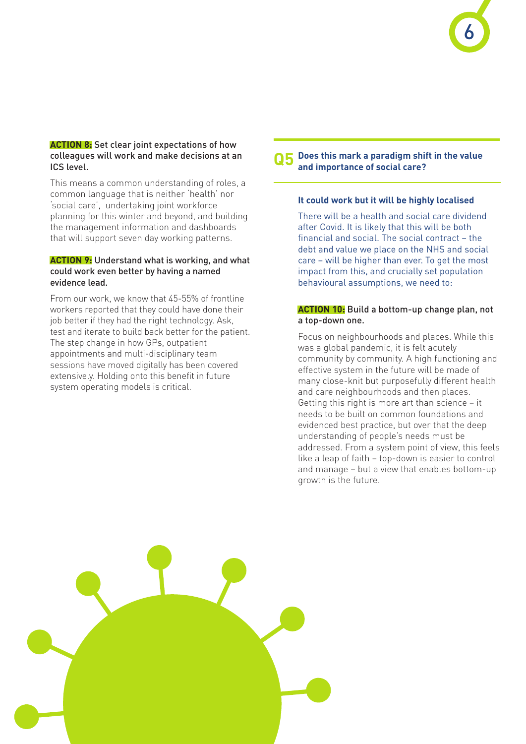**ACTION 8:** Set clear joint expectations of how colleagues will work and make decisions at an ICS level.

This means a common understanding of roles, a common language that is neither 'health' nor 'social care', undertaking joint workforce planning for this winter and beyond, and building the management information and dashboards that will support seven day working patterns.

**ACTION 9:** Understand what is working, and what could work even better by having a named evidence lead.

From our work, we know that 45-55% of frontline workers reported that they could have done their job better if they had the right technology. Ask, test and iterate to build back better for the patient. The step change in how GPs, outpatient appointments and multi-disciplinary team sessions have moved digitally has been covered extensively. Holding onto this benefit in future system operating models is critical.

## Q5 Does this mark a paradigm shift in the value and importance of social care?

### It could work but it will be highly localised

There will be a health and social care dividend after Covid. It is likely that this will be both financial and social. The social contract – the debt and value we place on the NHS and social care – will be higher than ever. To get the most impact from this, and crucially set population behavioural assumptions, we need to:

**ACTION 10:** Build a bottom-up change plan, not a top-down one.

Focus on neighbourhoods and places. While this was a global pandemic, it is felt acutely community by community. A high functioning and effective system in the future will be made of many close-knit but purposefully different health and care neighbourhoods and then places. Getting this right is more art than science – it needs to be built on common foundations and evidenced best practice, but over that the deep understanding of people's needs must be addressed. From a system point of view, this feels like a leap of faith – top-down is easier to control and manage – but a view that enables bottom-up growth is the future.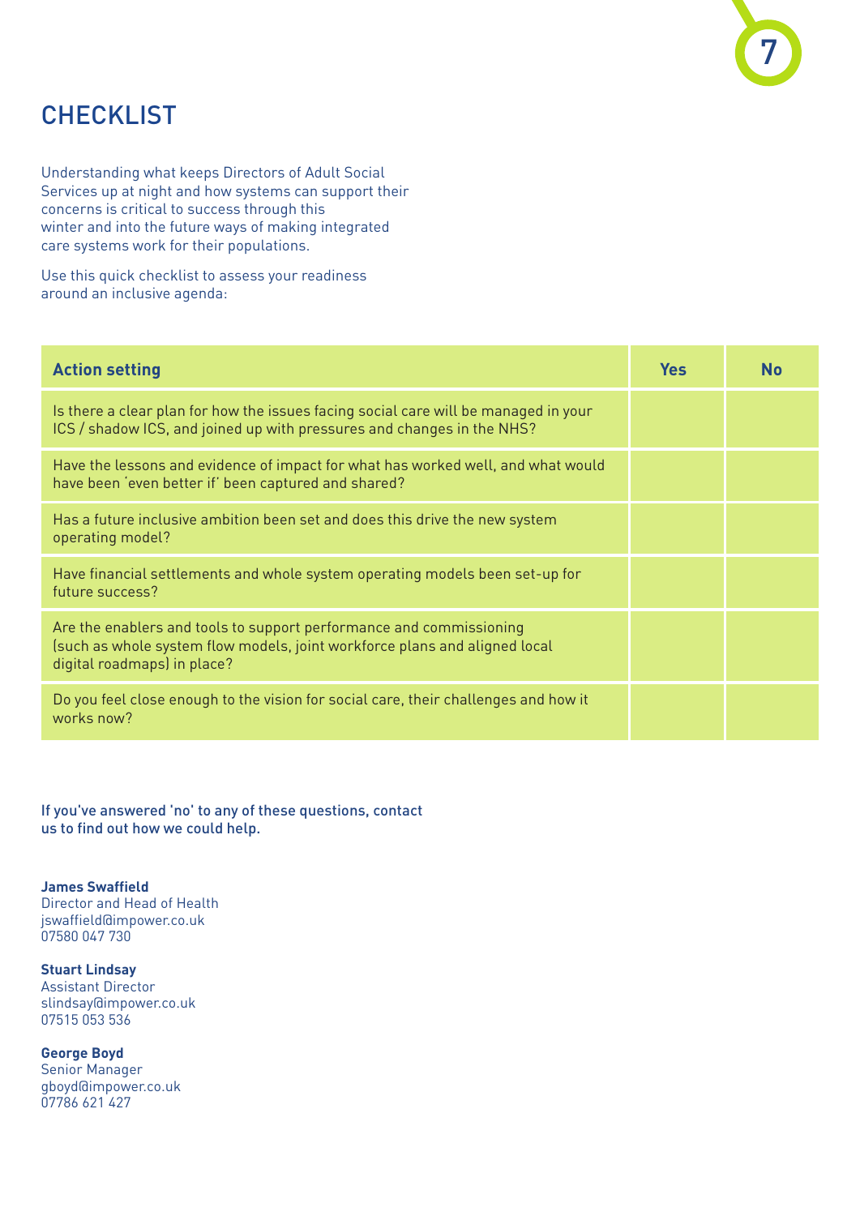# CHECKLIST

Understanding what keeps Directors of Adult Social Services up at night and how systems can support their concerns is critical to success through this winter and into the future ways of making integrated care systems work for their populations.

Use this quick checklist to assess your readiness around an inclusive agenda:

| Action setting | Yes | No |
|---|---|---|
| Is there a clear plan for how the issues facing social care will be managed in your ICS / shadow ICS, and joined up with pressures and changes in the NHS? | | |
| Have the lessons and evidence of impact for what has worked well, and what would have been 'even better if' been captured and shared? | | |
| Has a future inclusive ambition been set and does this drive the new system operating model? | | |
| Have financial settlements and whole system operating models been set-up for future success? | | |
| Are the enablers and tools to support performance and commissioning (such as whole system flow models, joint workforce plans and aligned local digital roadmaps) in place? | | |
| Do you feel close enough to the vision for social care, their challenges and how it works now? | | |

If you've answered 'no' to any of these questions, contact us to find out how we could help.

**James Swaffield**
Director and Head of Health
jswaffield@impower.co.uk
07580 047 730

**Stuart Lindsay**
Assistant Director
slindsay@impower.co.uk
07515 053 536

**George Boyd**
Senior Manager
gboyd@impower.co.uk
07786 621 427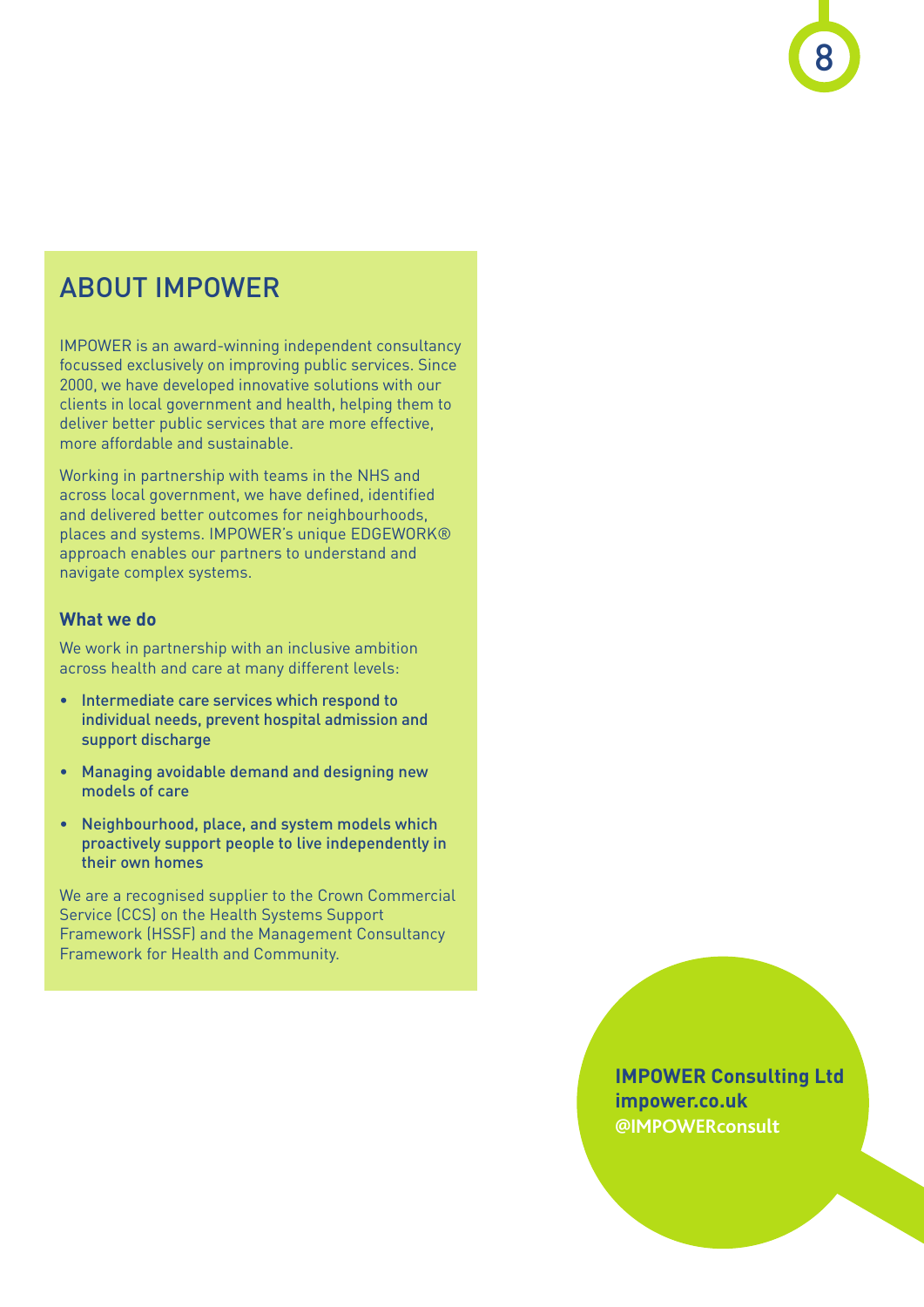# ABOUT IMPOWER

IMPOWER is an award-winning independent consultancy focussed exclusively on improving public services. Since 2000, we have developed innovative solutions with our clients in local government and health, helping them to deliver better public services that are more effective, more affordable and sustainable.

Working in partnership with teams in the NHS and across local government, we have defined, identified and delivered better outcomes for neighbourhoods, places and systems. IMPOWER's unique EDGEWORK® approach enables our partners to understand and navigate complex systems.

### What we do

We work in partnership with an inclusive ambition across health and care at many different levels:

- **Intermediate care services which respond to individual needs, prevent hospital admission and support discharge**
- **Managing avoidable demand and designing new models of care**
- **Neighbourhood, place, and system models which proactively support people to live independently in their own homes**

We are a recognised supplier to the Crown Commercial Service (CCS) on the Health Systems Support Framework (HSSF) and the Management Consultancy Framework for Health and Community.

**IMPOWER Consulting Ltd**
**impower.co.uk**
**@IMPOWERconsult**